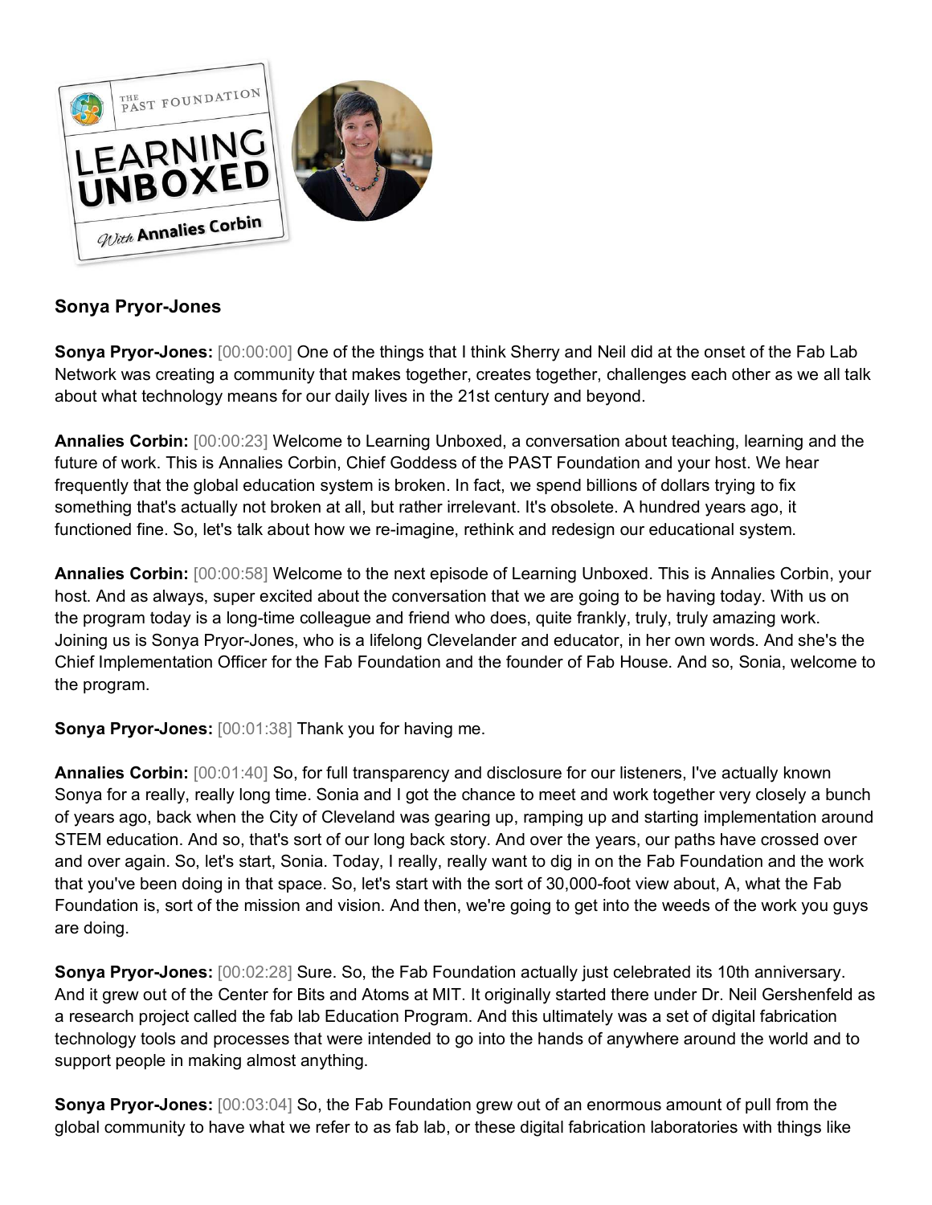## Sonya Pryor-Jones

**Sonya Pryor-Jones:** [00:00:00] One of the things that I think Sherry and Neil did at the onset of the Fab Lab Network was creating a community that makes together, creates together, challenges each other as we all talk about what technology means for our daily lives in the 21st century and beyond.

**Annalies Corbin:** [00:00:23] Welcome to Learning Unboxed, a conversation about teaching, learning and the future of work. This is Annalies Corbin, Chief Goddess of the PAST Foundation and your host. We hear frequently that the global education system is broken. In fact, we spend billions of dollars trying to fix something that's actually not broken at all, but rather irrelevant. It's obsolete. A hundred years ago, it functioned fine. So, let's talk about how we re-imagine, rethink and redesign our educational system.

**Annalies Corbin:** [00:00:58] Welcome to the next episode of Learning Unboxed. This is Annalies Corbin, your host. And as always, super excited about the conversation that we are going to be having today. With us on the program today is a long-time colleague and friend who does, quite frankly, truly, truly amazing work. Joining us is Sonya Pryor-Jones, who is a lifelong Clevelander and educator, in her own words. And she's the Chief Implementation Officer for the Fab Foundation and the founder of Fab House. And so, Sonia, welcome to the program.

**Sonya Pryor-Jones:** [00:01:38] Thank you for having me.

**Annalies Corbin:** [00:01:40] So, for full transparency and disclosure for our listeners, I've actually known Sonya for a really, really long time. Sonia and I got the chance to meet and work together very closely a bunch of years ago, back when the City of Cleveland was gearing up, ramping up and starting implementation around STEM education. And so, that's sort of our long back story. And over the years, our paths have crossed over and over again. So, let's start, Sonia. Today, I really, really want to dig in on the Fab Foundation and the work that you've been doing in that space. So, let's start with the sort of 30,000-foot view about, A, what the Fab Foundation is, sort of the mission and vision. And then, we're going to get into the weeds of the work you guys are doing.

**Sonya Pryor-Jones:** [00:02:28] Sure. So, the Fab Foundation actually just celebrated its 10th anniversary. And it grew out of the Center for Bits and Atoms at MIT. It originally started there under Dr. Neil Gershenfeld as a research project called the fab lab Education Program. And this ultimately was a set of digital fabrication technology tools and processes that were intended to go into the hands of anywhere around the world and to support people in making almost anything.

**Sonya Pryor-Jones:** [00:03:04] So, the Fab Foundation grew out of an enormous amount of pull from the global community to have what we refer to as fab lab, or these digital fabrication laboratories with things like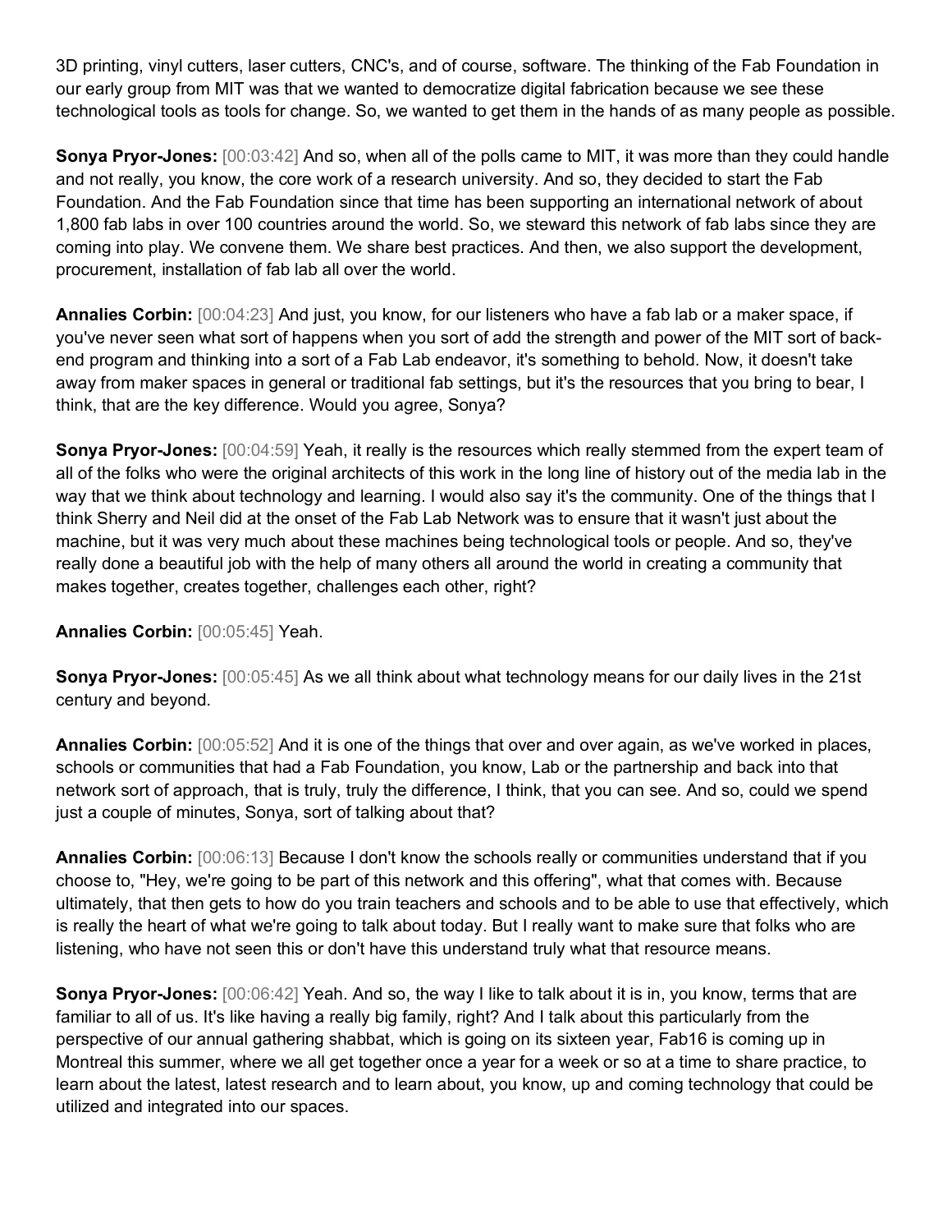3D printing, vinyl cutters, laser cutters, CNC's, and of course, software. The thinking of the Fab Foundation in our early group from MIT was that we wanted to democratize digital fabrication because we see these technological tools as tools for change. So, we wanted to get them in the hands of as many people as possible.

**Sonya Pryor-Jones:** [00:03:42] And so, when all of the polls came to MIT, it was more than they could handle and not really, you know, the core work of a research university. And so, they decided to start the Fab Foundation. And the Fab Foundation since that time has been supporting an international network of about 1,800 fab labs in over 100 countries around the world. So, we steward this network of fab labs since they are coming into play. We convene them. We share best practices. And then, we also support the development, procurement, installation of fab lab all over the world.

**Annalies Corbin:** [00:04:23] And just, you know, for our listeners who have a fab lab or a maker space, if you've never seen what sort of happens when you sort of add the strength and power of the MIT sort of back-end program and thinking into a sort of a Fab Lab endeavor, it's something to behold. Now, it doesn't take away from maker spaces in general or traditional fab settings, but it's the resources that you bring to bear, I think, that are the key difference. Would you agree, Sonya?

**Sonya Pryor-Jones:** [00:04:59] Yeah, it really is the resources which really stemmed from the expert team of all of the folks who were the original architects of this work in the long line of history out of the media lab in the way that we think about technology and learning. I would also say it's the community. One of the things that I think Sherry and Neil did at the onset of the Fab Lab Network was to ensure that it wasn't just about the machine, but it was very much about these machines being technological tools or people. And so, they've really done a beautiful job with the help of many others all around the world in creating a community that makes together, creates together, challenges each other, right?

**Annalies Corbin:** [00:05:45] Yeah.

**Sonya Pryor-Jones:** [00:05:45] As we all think about what technology means for our daily lives in the 21st century and beyond.

**Annalies Corbin:** [00:05:52] And it is one of the things that over and over again, as we've worked in places, schools or communities that had a Fab Foundation, you know, Lab or the partnership and back into that network sort of approach, that is truly, truly the difference, I think, that you can see. And so, could we spend just a couple of minutes, Sonya, sort of talking about that?

**Annalies Corbin:** [00:06:13] Because I don't know the schools really or communities understand that if you choose to, "Hey, we're going to be part of this network and this offering", what that comes with. Because ultimately, that then gets to how do you train teachers and schools and to be able to use that effectively, which is really the heart of what we're going to talk about today. But I really want to make sure that folks who are listening, who have not seen this or don't have this understand truly what that resource means.

**Sonya Pryor-Jones:** [00:06:42] Yeah. And so, the way I like to talk about it is in, you know, terms that are familiar to all of us. It's like having a really big family, right? And I talk about this particularly from the perspective of our annual gathering shabbat, which is going on its sixteen year, Fab16 is coming up in Montreal this summer, where we all get together once a year for a week or so at a time to share practice, to learn about the latest, latest research and to learn about, you know, up and coming technology that could be utilized and integrated into our spaces.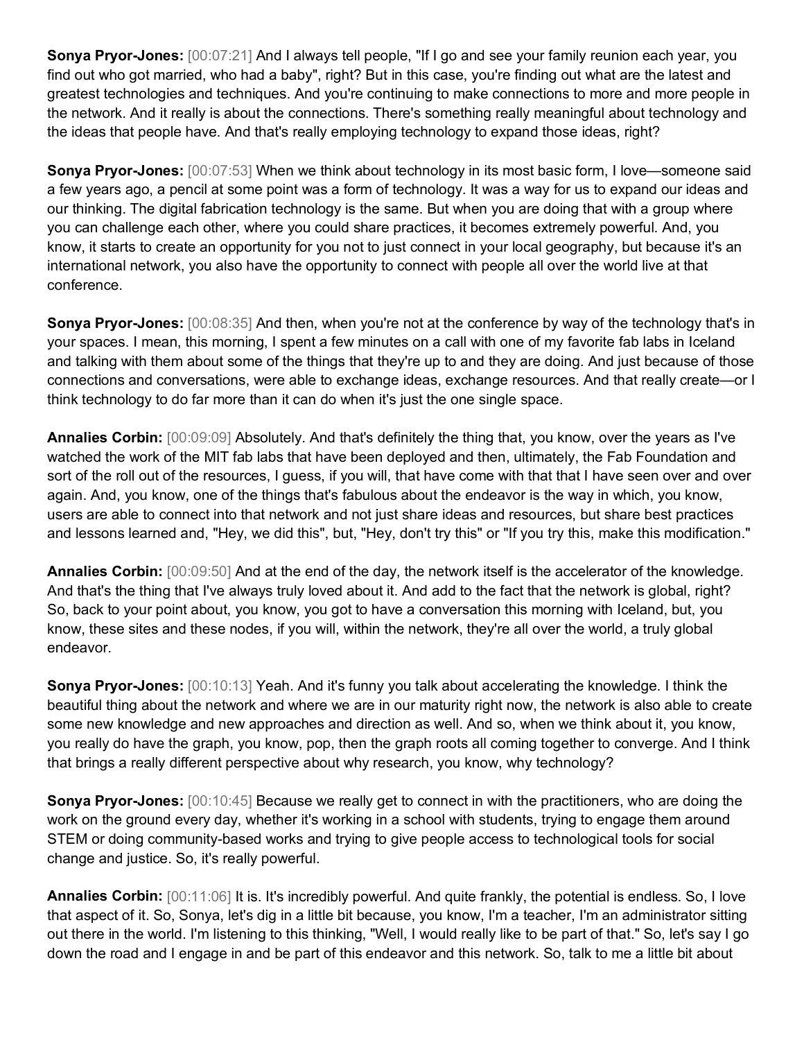**Sonya Pryor-Jones:** [00:07:21] And I always tell people, "If I go and see your family reunion each year, you find out who got married, who had a baby", right? But in this case, you're finding out what are the latest and greatest technologies and techniques. And you're continuing to make connections to more and more people in the network. And it really is about the connections. There's something really meaningful about technology and the ideas that people have. And that's really employing technology to expand those ideas, right?

**Sonya Pryor-Jones:** [00:07:53] When we think about technology in its most basic form, I love—someone said a few years ago, a pencil at some point was a form of technology. It was a way for us to expand our ideas and our thinking. The digital fabrication technology is the same. But when you are doing that with a group where you can challenge each other, where you could share practices, it becomes extremely powerful. And, you know, it starts to create an opportunity for you not to just connect in your local geography, but because it's an international network, you also have the opportunity to connect with people all over the world live at that conference.

**Sonya Pryor-Jones:** [00:08:35] And then, when you're not at the conference by way of the technology that's in your spaces. I mean, this morning, I spent a few minutes on a call with one of my favorite fab labs in Iceland and talking with them about some of the things that they're up to and they are doing. And just because of those connections and conversations, were able to exchange ideas, exchange resources. And that really create—or I think technology to do far more than it can do when it's just the one single space.

**Annalies Corbin:** [00:09:09] Absolutely. And that's definitely the thing that, you know, over the years as I've watched the work of the MIT fab labs that have been deployed and then, ultimately, the Fab Foundation and sort of the roll out of the resources, I guess, if you will, that have come with that that I have seen over and over again. And, you know, one of the things that's fabulous about the endeavor is the way in which, you know, users are able to connect into that network and not just share ideas and resources, but share best practices and lessons learned and, "Hey, we did this", but, "Hey, don't try this" or "If you try this, make this modification."

**Annalies Corbin:** [00:09:50] And at the end of the day, the network itself is the accelerator of the knowledge. And that's the thing that I've always truly loved about it. And add to the fact that the network is global, right? So, back to your point about, you know, you got to have a conversation this morning with Iceland, but, you know, these sites and these nodes, if you will, within the network, they're all over the world, a truly global endeavor.

**Sonya Pryor-Jones:** [00:10:13] Yeah. And it's funny you talk about accelerating the knowledge. I think the beautiful thing about the network and where we are in our maturity right now, the network is also able to create some new knowledge and new approaches and direction as well. And so, when we think about it, you know, you really do have the graph, you know, pop, then the graph roots all coming together to converge. And I think that brings a really different perspective about why research, you know, why technology?

**Sonya Pryor-Jones:** [00:10:45] Because we really get to connect in with the practitioners, who are doing the work on the ground every day, whether it's working in a school with students, trying to engage them around STEM or doing community-based works and trying to give people access to technological tools for social change and justice. So, it's really powerful.

**Annalies Corbin:** [00:11:06] It is. It's incredibly powerful. And quite frankly, the potential is endless. So, I love that aspect of it. So, Sonya, let's dig in a little bit because, you know, I'm a teacher, I'm an administrator sitting out there in the world. I'm listening to this thinking, "Well, I would really like to be part of that." So, let's say I go down the road and I engage in and be part of this endeavor and this network. So, talk to me a little bit about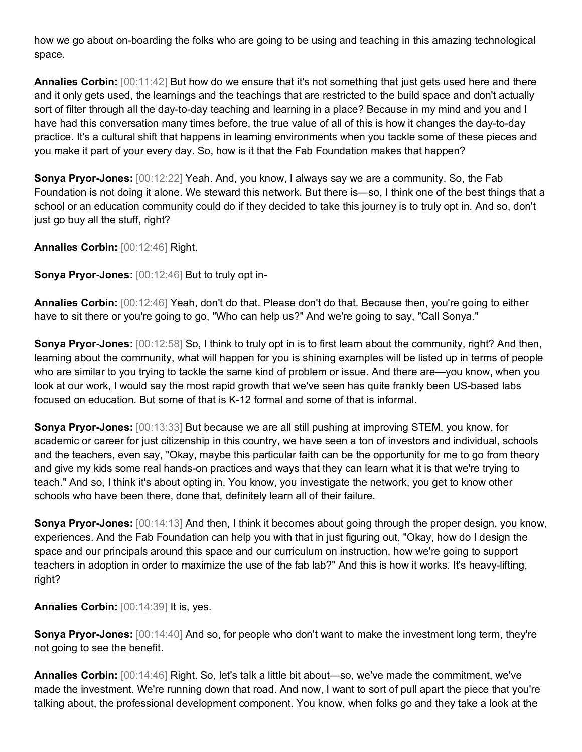how we go about on-boarding the folks who are going to be using and teaching in this amazing technological space.

**Annalies Corbin:** [00:11:42] But how do we ensure that it's not something that just gets used here and there and it only gets used, the learnings and the teachings that are restricted to the build space and don't actually sort of filter through all the day-to-day teaching and learning in a place? Because in my mind and you and I have had this conversation many times before, the true value of all of this is how it changes the day-to-day practice. It's a cultural shift that happens in learning environments when you tackle some of these pieces and you make it part of your every day. So, how is it that the Fab Foundation makes that happen?

**Sonya Pryor-Jones:** [00:12:22] Yeah. And, you know, I always say we are a community. So, the Fab Foundation is not doing it alone. We steward this network. But there is—so, I think one of the best things that a school or an education community could do if they decided to take this journey is to truly opt in. And so, don't just go buy all the stuff, right?

**Annalies Corbin:** [00:12:46] Right.

**Sonya Pryor-Jones:** [00:12:46] But to truly opt in-

**Annalies Corbin:** [00:12:46] Yeah, don't do that. Please don't do that. Because then, you're going to either have to sit there or you're going to go, "Who can help us?" And we're going to say, "Call Sonya."

**Sonya Pryor-Jones:** [00:12:58] So, I think to truly opt in is to first learn about the community, right? And then, learning about the community, what will happen for you is shining examples will be listed up in terms of people who are similar to you trying to tackle the same kind of problem or issue. And there are—you know, when you look at our work, I would say the most rapid growth that we've seen has quite frankly been US-based labs focused on education. But some of that is K-12 formal and some of that is informal.

**Sonya Pryor-Jones:** [00:13:33] But because we are all still pushing at improving STEM, you know, for academic or career for just citizenship in this country, we have seen a ton of investors and individual, schools and the teachers, even say, "Okay, maybe this particular faith can be the opportunity for me to go from theory and give my kids some real hands-on practices and ways that they can learn what it is that we're trying to teach." And so, I think it's about opting in. You know, you investigate the network, you get to know other schools who have been there, done that, definitely learn all of their failure.

**Sonya Pryor-Jones:** [00:14:13] And then, I think it becomes about going through the proper design, you know, experiences. And the Fab Foundation can help you with that in just figuring out, "Okay, how do I design the space and our principals around this space and our curriculum on instruction, how we're going to support teachers in adoption in order to maximize the use of the fab lab?" And this is how it works. It's heavy-lifting, right?

**Annalies Corbin:** [00:14:39] It is, yes.

**Sonya Pryor-Jones:** [00:14:40] And so, for people who don't want to make the investment long term, they're not going to see the benefit.

**Annalies Corbin:** [00:14:46] Right. So, let's talk a little bit about—so, we've made the commitment, we've made the investment. We're running down that road. And now, I want to sort of pull apart the piece that you're talking about, the professional development component. You know, when folks go and they take a look at the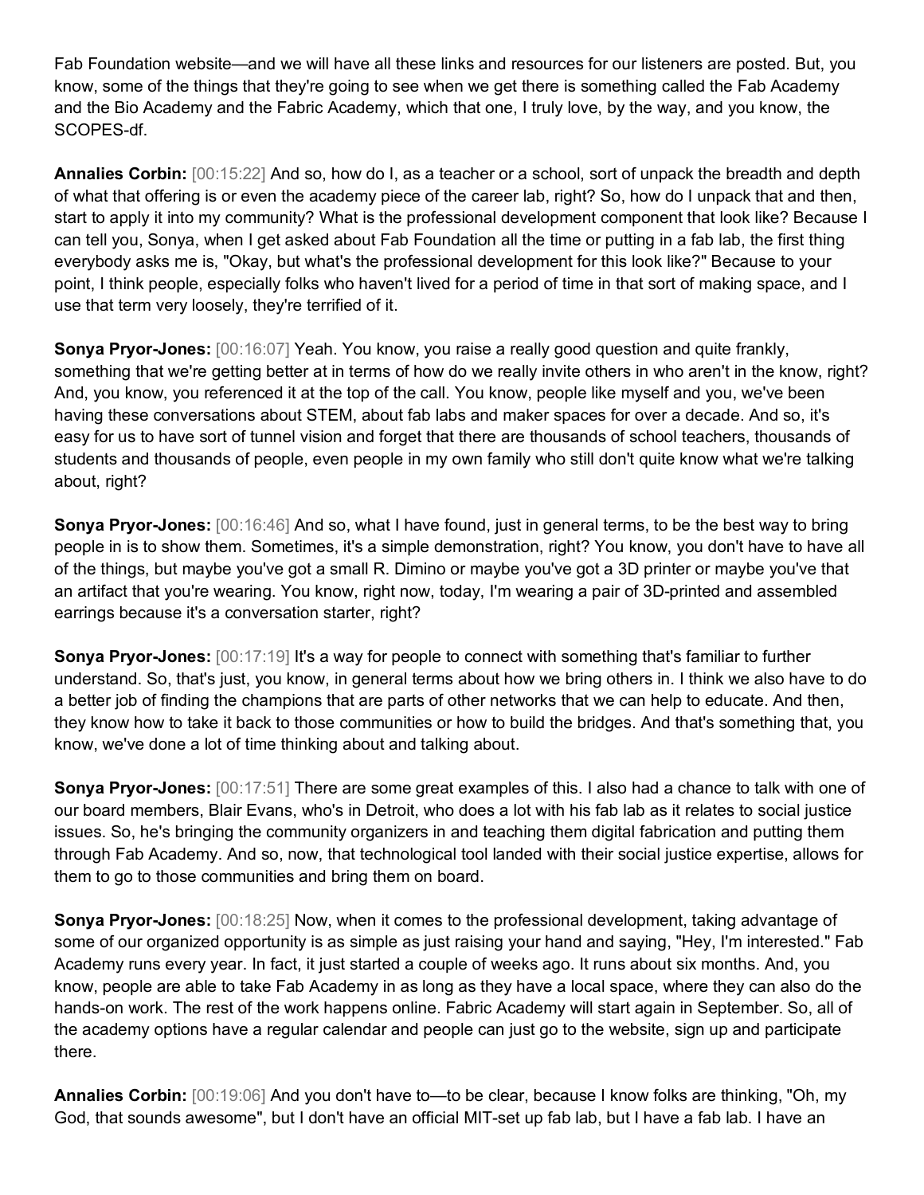Fab Foundation website—and we will have all these links and resources for our listeners are posted. But, you know, some of the things that they're going to see when we get there is something called the Fab Academy and the Bio Academy and the Fabric Academy, which that one, I truly love, by the way, and you know, the SCOPES-df.

**Annalies Corbin:** [00:15:22] And so, how do I, as a teacher or a school, sort of unpack the breadth and depth of what that offering is or even the academy piece of the career lab, right? So, how do I unpack that and then, start to apply it into my community? What is the professional development component that look like? Because I can tell you, Sonya, when I get asked about Fab Foundation all the time or putting in a fab lab, the first thing everybody asks me is, "Okay, but what's the professional development for this look like?" Because to your point, I think people, especially folks who haven't lived for a period of time in that sort of making space, and I use that term very loosely, they're terrified of it.

**Sonya Pryor-Jones:** [00:16:07] Yeah. You know, you raise a really good question and quite frankly, something that we're getting better at in terms of how do we really invite others in who aren't in the know, right? And, you know, you referenced it at the top of the call. You know, people like myself and you, we've been having these conversations about STEM, about fab labs and maker spaces for over a decade. And so, it's easy for us to have sort of tunnel vision and forget that there are thousands of school teachers, thousands of students and thousands of people, even people in my own family who still don't quite know what we're talking about, right?

**Sonya Pryor-Jones:** [00:16:46] And so, what I have found, just in general terms, to be the best way to bring people in is to show them. Sometimes, it's a simple demonstration, right? You know, you don't have to have all of the things, but maybe you've got a small R. Dimino or maybe you've got a 3D printer or maybe you've that an artifact that you're wearing. You know, right now, today, I'm wearing a pair of 3D-printed and assembled earrings because it's a conversation starter, right?

**Sonya Pryor-Jones:** [00:17:19] It's a way for people to connect with something that's familiar to further understand. So, that's just, you know, in general terms about how we bring others in. I think we also have to do a better job of finding the champions that are parts of other networks that we can help to educate. And then, they know how to take it back to those communities or how to build the bridges. And that's something that, you know, we've done a lot of time thinking about and talking about.

**Sonya Pryor-Jones:** [00:17:51] There are some great examples of this. I also had a chance to talk with one of our board members, Blair Evans, who's in Detroit, who does a lot with his fab lab as it relates to social justice issues. So, he's bringing the community organizers in and teaching them digital fabrication and putting them through Fab Academy. And so, now, that technological tool landed with their social justice expertise, allows for them to go to those communities and bring them on board.

**Sonya Pryor-Jones:** [00:18:25] Now, when it comes to the professional development, taking advantage of some of our organized opportunity is as simple as just raising your hand and saying, "Hey, I'm interested." Fab Academy runs every year. In fact, it just started a couple of weeks ago. It runs about six months. And, you know, people are able to take Fab Academy in as long as they have a local space, where they can also do the hands-on work. The rest of the work happens online. Fabric Academy will start again in September. So, all of the academy options have a regular calendar and people can just go to the website, sign up and participate there.

**Annalies Corbin:** [00:19:06] And you don't have to—to be clear, because I know folks are thinking, "Oh, my God, that sounds awesome", but I don't have an official MIT-set up fab lab, but I have a fab lab. I have an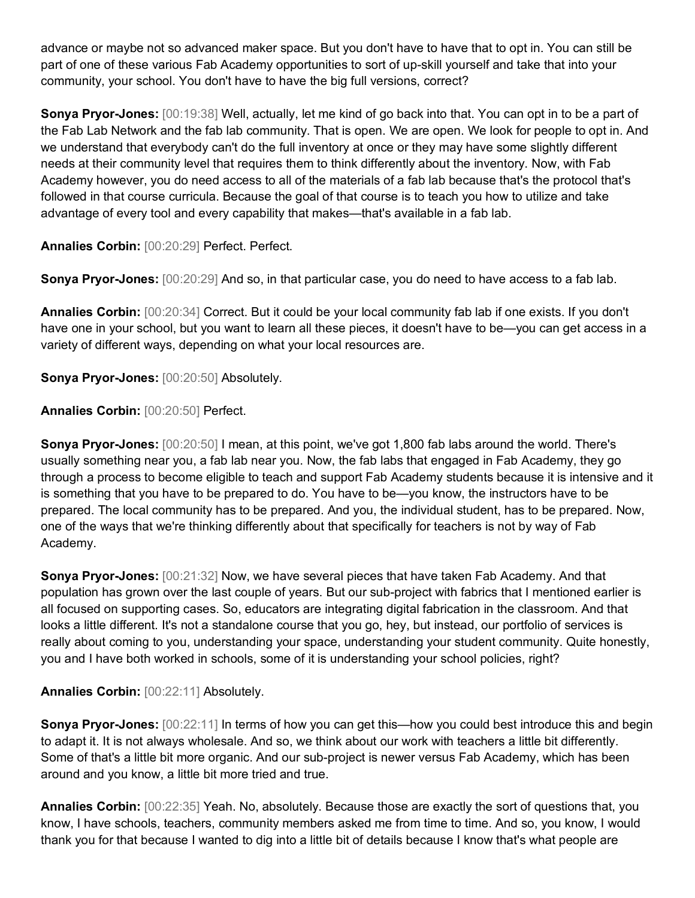advance or maybe not so advanced maker space. But you don't have to have that to opt in. You can still be part of one of these various Fab Academy opportunities to sort of up-skill yourself and take that into your community, your school. You don't have to have the big full versions, correct?

**Sonya Pryor-Jones:** [00:19:38] Well, actually, let me kind of go back into that. You can opt in to be a part of the Fab Lab Network and the fab lab community. That is open. We are open. We look for people to opt in. And we understand that everybody can't do the full inventory at once or they may have some slightly different needs at their community level that requires them to think differently about the inventory. Now, with Fab Academy however, you do need access to all of the materials of a fab lab because that's the protocol that's followed in that course curricula. Because the goal of that course is to teach you how to utilize and take advantage of every tool and every capability that makes—that's available in a fab lab.

**Annalies Corbin:** [00:20:29] Perfect. Perfect.

**Sonya Pryor-Jones:** [00:20:29] And so, in that particular case, you do need to have access to a fab lab.

**Annalies Corbin:** [00:20:34] Correct. But it could be your local community fab lab if one exists. If you don't have one in your school, but you want to learn all these pieces, it doesn't have to be—you can get access in a variety of different ways, depending on what your local resources are.

**Sonya Pryor-Jones:** [00:20:50] Absolutely.

**Annalies Corbin:** [00:20:50] Perfect.

**Sonya Pryor-Jones:** [00:20:50] I mean, at this point, we've got 1,800 fab labs around the world. There's usually something near you, a fab lab near you. Now, the fab labs that engaged in Fab Academy, they go through a process to become eligible to teach and support Fab Academy students because it is intensive and it is something that you have to be prepared to do. You have to be—you know, the instructors have to be prepared. The local community has to be prepared. And you, the individual student, has to be prepared. Now, one of the ways that we're thinking differently about that specifically for teachers is not by way of Fab Academy.

**Sonya Pryor-Jones:** [00:21:32] Now, we have several pieces that have taken Fab Academy. And that population has grown over the last couple of years. But our sub-project with fabrics that I mentioned earlier is all focused on supporting cases. So, educators are integrating digital fabrication in the classroom. And that looks a little different. It's not a standalone course that you go, hey, but instead, our portfolio of services is really about coming to you, understanding your space, understanding your student community. Quite honestly, you and I have both worked in schools, some of it is understanding your school policies, right?

**Annalies Corbin:** [00:22:11] Absolutely.

**Sonya Pryor-Jones:** [00:22:11] In terms of how you can get this—how you could best introduce this and begin to adapt it. It is not always wholesale. And so, we think about our work with teachers a little bit differently. Some of that's a little bit more organic. And our sub-project is newer versus Fab Academy, which has been around and you know, a little bit more tried and true.

**Annalies Corbin:** [00:22:35] Yeah. No, absolutely. Because those are exactly the sort of questions that, you know, I have schools, teachers, community members asked me from time to time. And so, you know, I would thank you for that because I wanted to dig into a little bit of details because I know that's what people are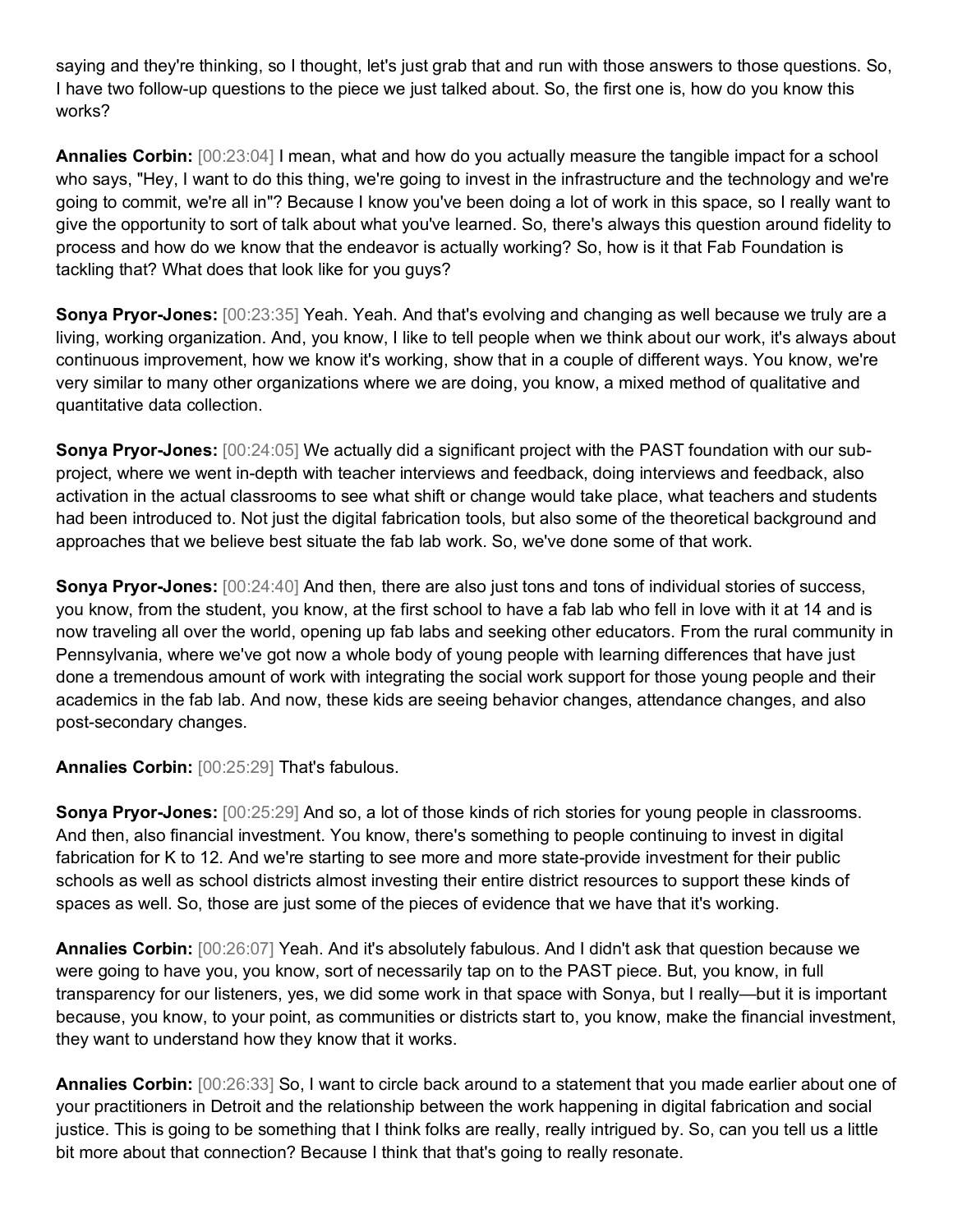saying and they're thinking, so I thought, let's just grab that and run with those answers to those questions. So, I have two follow-up questions to the piece we just talked about. So, the first one is, how do you know this works?

**Annalies Corbin:** [00:23:04] I mean, what and how do you actually measure the tangible impact for a school who says, "Hey, I want to do this thing, we're going to invest in the infrastructure and the technology and we're going to commit, we're all in"? Because I know you've been doing a lot of work in this space, so I really want to give the opportunity to sort of talk about what you've learned. So, there's always this question around fidelity to process and how do we know that the endeavor is actually working? So, how is it that Fab Foundation is tackling that? What does that look like for you guys?

**Sonya Pryor-Jones:** [00:23:35] Yeah. Yeah. And that's evolving and changing as well because we truly are a living, working organization. And, you know, I like to tell people when we think about our work, it's always about continuous improvement, how we know it's working, show that in a couple of different ways. You know, we're very similar to many other organizations where we are doing, you know, a mixed method of qualitative and quantitative data collection.

**Sonya Pryor-Jones:** [00:24:05] We actually did a significant project with the PAST foundation with our sub-project, where we went in-depth with teacher interviews and feedback, doing interviews and feedback, also activation in the actual classrooms to see what shift or change would take place, what teachers and students had been introduced to. Not just the digital fabrication tools, but also some of the theoretical background and approaches that we believe best situate the fab lab work. So, we've done some of that work.

**Sonya Pryor-Jones:** [00:24:40] And then, there are also just tons and tons of individual stories of success, you know, from the student, you know, at the first school to have a fab lab who fell in love with it at 14 and is now traveling all over the world, opening up fab labs and seeking other educators. From the rural community in Pennsylvania, where we've got now a whole body of young people with learning differences that have just done a tremendous amount of work with integrating the social work support for those young people and their academics in the fab lab. And now, these kids are seeing behavior changes, attendance changes, and also post-secondary changes.

**Annalies Corbin:** [00:25:29] That's fabulous.

**Sonya Pryor-Jones:** [00:25:29] And so, a lot of those kinds of rich stories for young people in classrooms. And then, also financial investment. You know, there's something to people continuing to invest in digital fabrication for K to 12. And we're starting to see more and more state-provide investment for their public schools as well as school districts almost investing their entire district resources to support these kinds of spaces as well. So, those are just some of the pieces of evidence that we have that it's working.

**Annalies Corbin:** [00:26:07] Yeah. And it's absolutely fabulous. And I didn't ask that question because we were going to have you, you know, sort of necessarily tap on to the PAST piece. But, you know, in full transparency for our listeners, yes, we did some work in that space with Sonya, but I really—but it is important because, you know, to your point, as communities or districts start to, you know, make the financial investment, they want to understand how they know that it works.

**Annalies Corbin:** [00:26:33] So, I want to circle back around to a statement that you made earlier about one of your practitioners in Detroit and the relationship between the work happening in digital fabrication and social justice. This is going to be something that I think folks are really, really intrigued by. So, can you tell us a little bit more about that connection? Because I think that that's going to really resonate.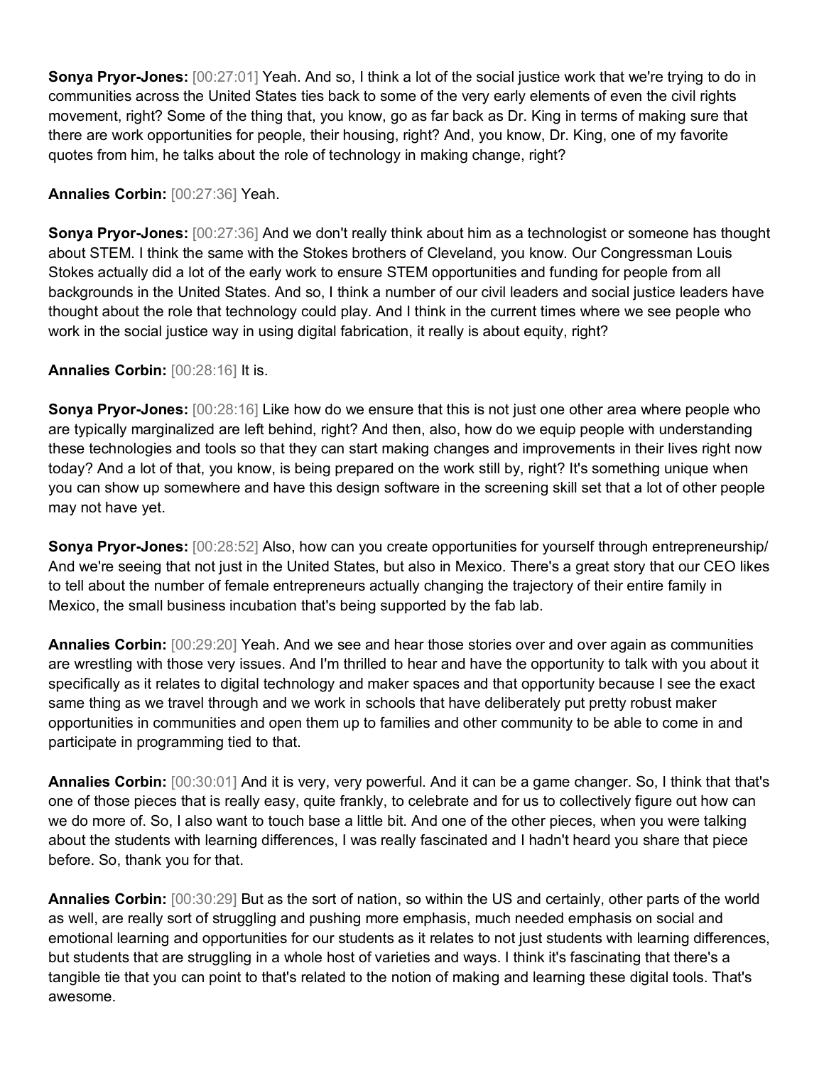**Sonya Pryor-Jones:** [00:27:01] Yeah. And so, I think a lot of the social justice work that we're trying to do in communities across the United States ties back to some of the very early elements of even the civil rights movement, right? Some of the thing that, you know, go as far back as Dr. King in terms of making sure that there are work opportunities for people, their housing, right? And, you know, Dr. King, one of my favorite quotes from him, he talks about the role of technology in making change, right?

**Annalies Corbin:** [00:27:36] Yeah.

**Sonya Pryor-Jones:** [00:27:36] And we don't really think about him as a technologist or someone has thought about STEM. I think the same with the Stokes brothers of Cleveland, you know. Our Congressman Louis Stokes actually did a lot of the early work to ensure STEM opportunities and funding for people from all backgrounds in the United States. And so, I think a number of our civil leaders and social justice leaders have thought about the role that technology could play. And I think in the current times where we see people who work in the social justice way in using digital fabrication, it really is about equity, right?

**Annalies Corbin:** [00:28:16] It is.

**Sonya Pryor-Jones:** [00:28:16] Like how do we ensure that this is not just one other area where people who are typically marginalized are left behind, right? And then, also, how do we equip people with understanding these technologies and tools so that they can start making changes and improvements in their lives right now today? And a lot of that, you know, is being prepared on the work still by, right? It's something unique when you can show up somewhere and have this design software in the screening skill set that a lot of other people may not have yet.

**Sonya Pryor-Jones:** [00:28:52] Also, how can you create opportunities for yourself through entrepreneurship/ And we're seeing that not just in the United States, but also in Mexico. There's a great story that our CEO likes to tell about the number of female entrepreneurs actually changing the trajectory of their entire family in Mexico, the small business incubation that's being supported by the fab lab.

**Annalies Corbin:** [00:29:20] Yeah. And we see and hear those stories over and over again as communities are wrestling with those very issues. And I'm thrilled to hear and have the opportunity to talk with you about it specifically as it relates to digital technology and maker spaces and that opportunity because I see the exact same thing as we travel through and we work in schools that have deliberately put pretty robust maker opportunities in communities and open them up to families and other community to be able to come in and participate in programming tied to that.

**Annalies Corbin:** [00:30:01] And it is very, very powerful. And it can be a game changer. So, I think that that's one of those pieces that is really easy, quite frankly, to celebrate and for us to collectively figure out how can we do more of. So, I also want to touch base a little bit. And one of the other pieces, when you were talking about the students with learning differences, I was really fascinated and I hadn't heard you share that piece before. So, thank you for that.

**Annalies Corbin:** [00:30:29] But as the sort of nation, so within the US and certainly, other parts of the world as well, are really sort of struggling and pushing more emphasis, much needed emphasis on social and emotional learning and opportunities for our students as it relates to not just students with learning differences, but students that are struggling in a whole host of varieties and ways. I think it's fascinating that there's a tangible tie that you can point to that's related to the notion of making and learning these digital tools. That's awesome.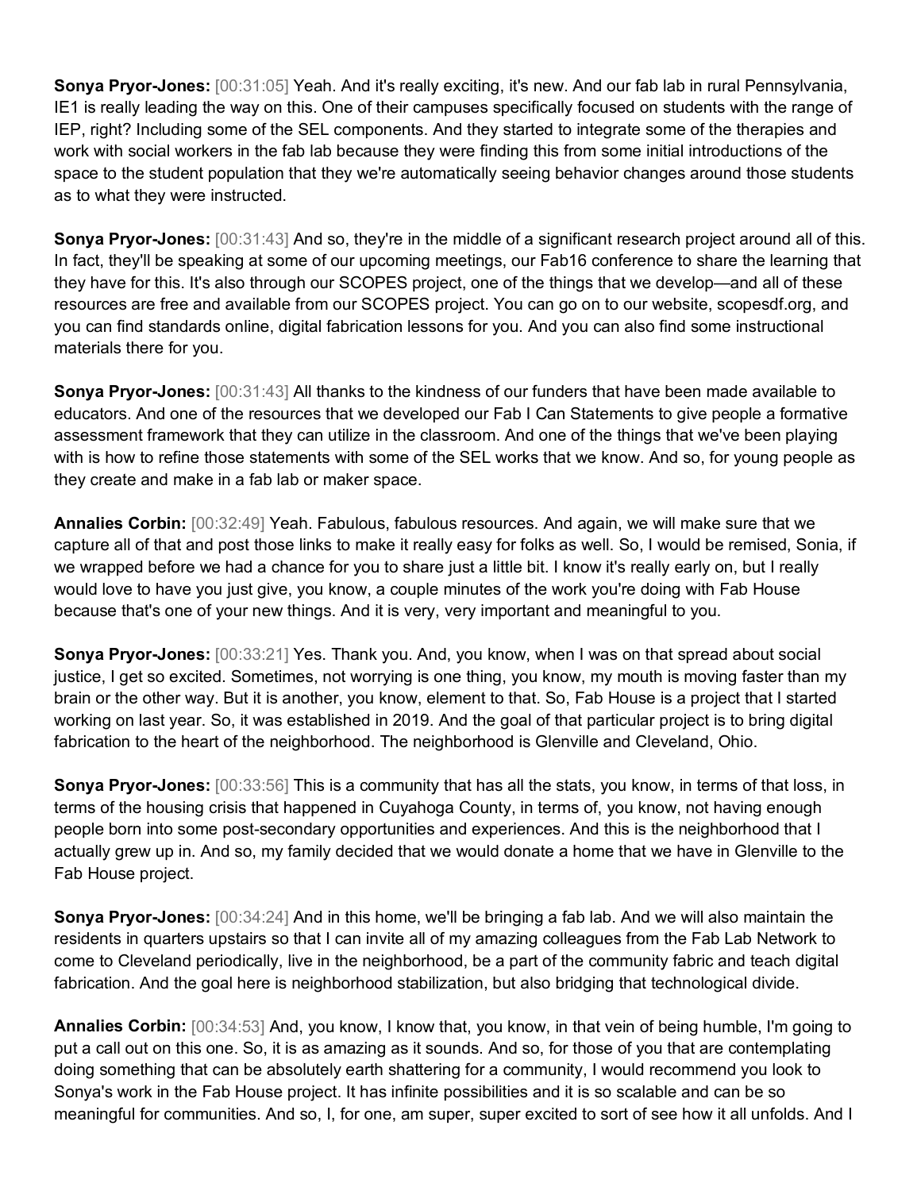**Sonya Pryor-Jones:** [00:31:05] Yeah. And it's really exciting, it's new. And our fab lab in rural Pennsylvania, IE1 is really leading the way on this. One of their campuses specifically focused on students with the range of IEP, right? Including some of the SEL components. And they started to integrate some of the therapies and work with social workers in the fab lab because they were finding this from some initial introductions of the space to the student population that they we're automatically seeing behavior changes around those students as to what they were instructed.

**Sonya Pryor-Jones:** [00:31:43] And so, they're in the middle of a significant research project around all of this. In fact, they'll be speaking at some of our upcoming meetings, our Fab16 conference to share the learning that they have for this. It's also through our SCOPES project, one of the things that we develop—and all of these resources are free and available from our SCOPES project. You can go on to our website, scopesdf.org, and you can find standards online, digital fabrication lessons for you. And you can also find some instructional materials there for you.

**Sonya Pryor-Jones:** [00:31:43] All thanks to the kindness of our funders that have been made available to educators. And one of the resources that we developed our Fab I Can Statements to give people a formative assessment framework that they can utilize in the classroom. And one of the things that we've been playing with is how to refine those statements with some of the SEL works that we know. And so, for young people as they create and make in a fab lab or maker space.

**Annalies Corbin:** [00:32:49] Yeah. Fabulous, fabulous resources. And again, we will make sure that we capture all of that and post those links to make it really easy for folks as well. So, I would be remised, Sonia, if we wrapped before we had a chance for you to share just a little bit. I know it's really early on, but I really would love to have you just give, you know, a couple minutes of the work you're doing with Fab House because that's one of your new things. And it is very, very important and meaningful to you.

**Sonya Pryor-Jones:** [00:33:21] Yes. Thank you. And, you know, when I was on that spread about social justice, I get so excited. Sometimes, not worrying is one thing, you know, my mouth is moving faster than my brain or the other way. But it is another, you know, element to that. So, Fab House is a project that I started working on last year. So, it was established in 2019. And the goal of that particular project is to bring digital fabrication to the heart of the neighborhood. The neighborhood is Glenville and Cleveland, Ohio.

**Sonya Pryor-Jones:** [00:33:56] This is a community that has all the stats, you know, in terms of that loss, in terms of the housing crisis that happened in Cuyahoga County, in terms of, you know, not having enough people born into some post-secondary opportunities and experiences. And this is the neighborhood that I actually grew up in. And so, my family decided that we would donate a home that we have in Glenville to the Fab House project.

**Sonya Pryor-Jones:** [00:34:24] And in this home, we'll be bringing a fab lab. And we will also maintain the residents in quarters upstairs so that I can invite all of my amazing colleagues from the Fab Lab Network to come to Cleveland periodically, live in the neighborhood, be a part of the community fabric and teach digital fabrication. And the goal here is neighborhood stabilization, but also bridging that technological divide.

**Annalies Corbin:** [00:34:53] And, you know, I know that, you know, in that vein of being humble, I'm going to put a call out on this one. So, it is as amazing as it sounds. And so, for those of you that are contemplating doing something that can be absolutely earth shattering for a community, I would recommend you look to Sonya's work in the Fab House project. It has infinite possibilities and it is so scalable and can be so meaningful for communities. And so, I, for one, am super, super excited to sort of see how it all unfolds. And I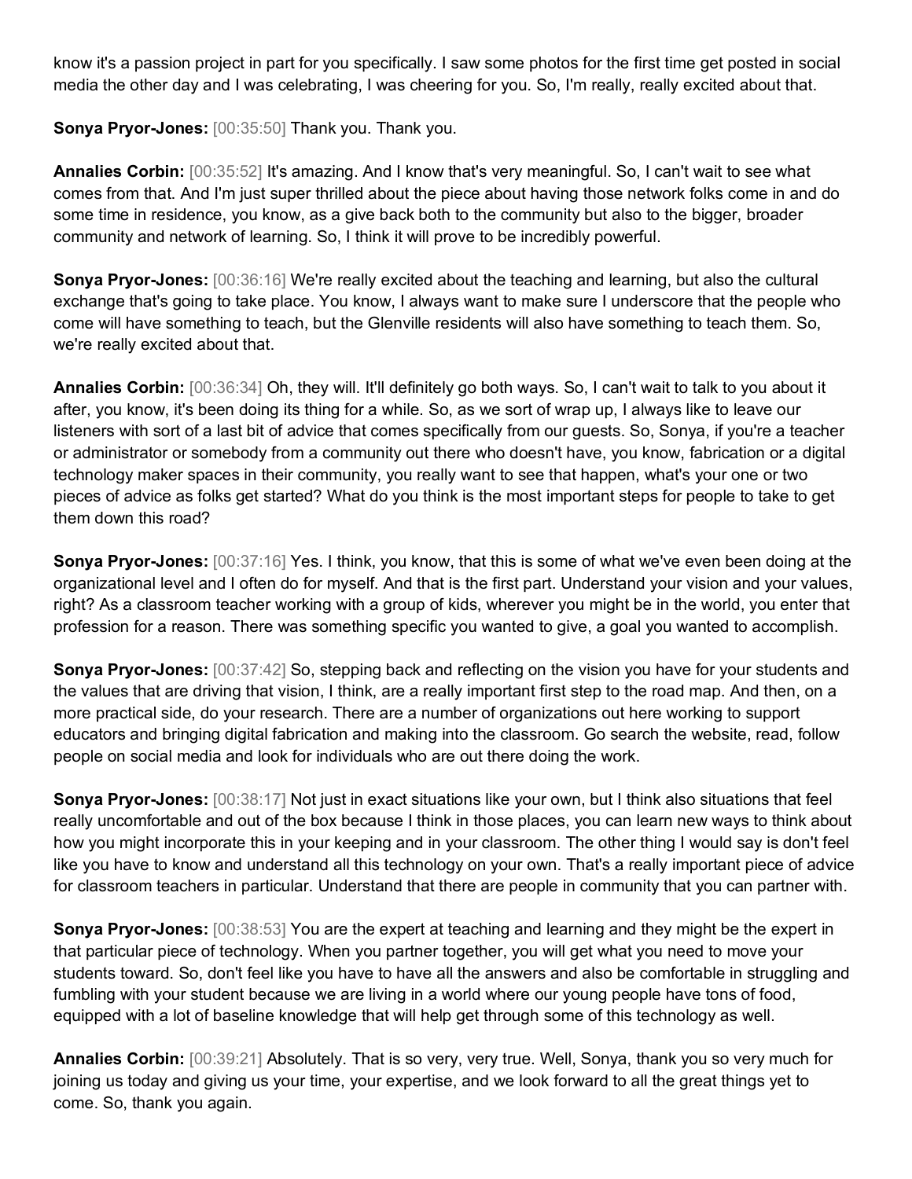know it's a passion project in part for you specifically. I saw some photos for the first time get posted in social media the other day and I was celebrating, I was cheering for you. So, I'm really, really excited about that.

**Sonya Pryor-Jones:** [00:35:50] Thank you. Thank you.

**Annalies Corbin:** [00:35:52] It's amazing. And I know that's very meaningful. So, I can't wait to see what comes from that. And I'm just super thrilled about the piece about having those network folks come in and do some time in residence, you know, as a give back both to the community but also to the bigger, broader community and network of learning. So, I think it will prove to be incredibly powerful.

**Sonya Pryor-Jones:** [00:36:16] We're really excited about the teaching and learning, but also the cultural exchange that's going to take place. You know, I always want to make sure I underscore that the people who come will have something to teach, but the Glenville residents will also have something to teach them. So, we're really excited about that.

**Annalies Corbin:** [00:36:34] Oh, they will. It'll definitely go both ways. So, I can't wait to talk to you about it after, you know, it's been doing its thing for a while. So, as we sort of wrap up, I always like to leave our listeners with sort of a last bit of advice that comes specifically from our guests. So, Sonya, if you're a teacher or administrator or somebody from a community out there who doesn't have, you know, fabrication or a digital technology maker spaces in their community, you really want to see that happen, what's your one or two pieces of advice as folks get started? What do you think is the most important steps for people to take to get them down this road?

**Sonya Pryor-Jones:** [00:37:16] Yes. I think, you know, that this is some of what we've even been doing at the organizational level and I often do for myself. And that is the first part. Understand your vision and your values, right? As a classroom teacher working with a group of kids, wherever you might be in the world, you enter that profession for a reason. There was something specific you wanted to give, a goal you wanted to accomplish.

**Sonya Pryor-Jones:** [00:37:42] So, stepping back and reflecting on the vision you have for your students and the values that are driving that vision, I think, are a really important first step to the road map. And then, on a more practical side, do your research. There are a number of organizations out here working to support educators and bringing digital fabrication and making into the classroom. Go search the website, read, follow people on social media and look for individuals who are out there doing the work.

**Sonya Pryor-Jones:** [00:38:17] Not just in exact situations like your own, but I think also situations that feel really uncomfortable and out of the box because I think in those places, you can learn new ways to think about how you might incorporate this in your keeping and in your classroom. The other thing I would say is don't feel like you have to know and understand all this technology on your own. That's a really important piece of advice for classroom teachers in particular. Understand that there are people in community that you can partner with.

**Sonya Pryor-Jones:** [00:38:53] You are the expert at teaching and learning and they might be the expert in that particular piece of technology. When you partner together, you will get what you need to move your students toward. So, don't feel like you have to have all the answers and also be comfortable in struggling and fumbling with your student because we are living in a world where our young people have tons of food, equipped with a lot of baseline knowledge that will help get through some of this technology as well.

**Annalies Corbin:** [00:39:21] Absolutely. That is so very, very true. Well, Sonya, thank you so very much for joining us today and giving us your time, your expertise, and we look forward to all the great things yet to come. So, thank you again.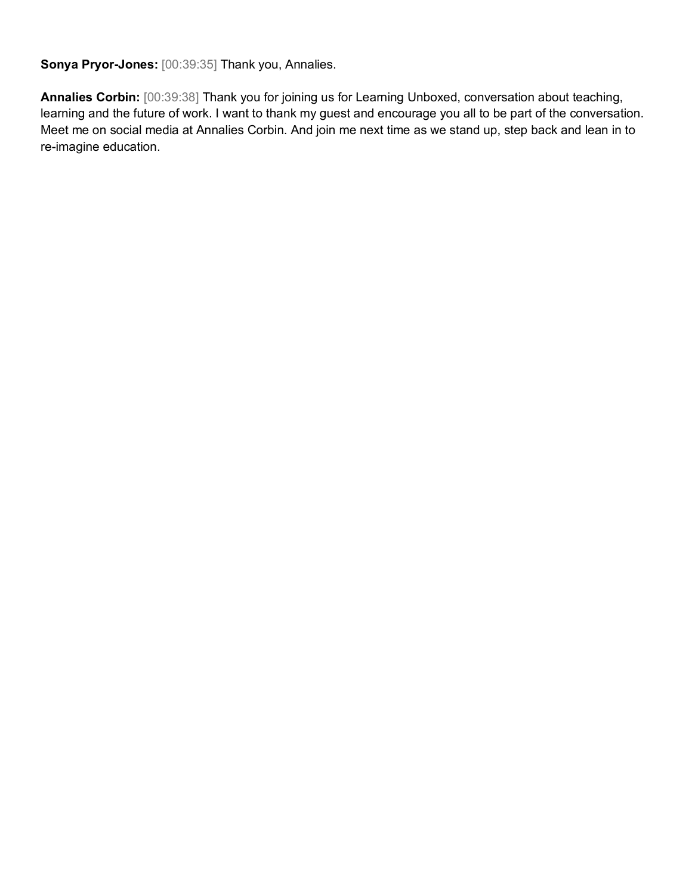**Sonya Pryor-Jones:** [00:39:35] Thank you, Annalies.

**Annalies Corbin:** [00:39:38] Thank you for joining us for Learning Unboxed, conversation about teaching, learning and the future of work. I want to thank my guest and encourage you all to be part of the conversation. Meet me on social media at Annalies Corbin. And join me next time as we stand up, step back and lean in to re-imagine education.